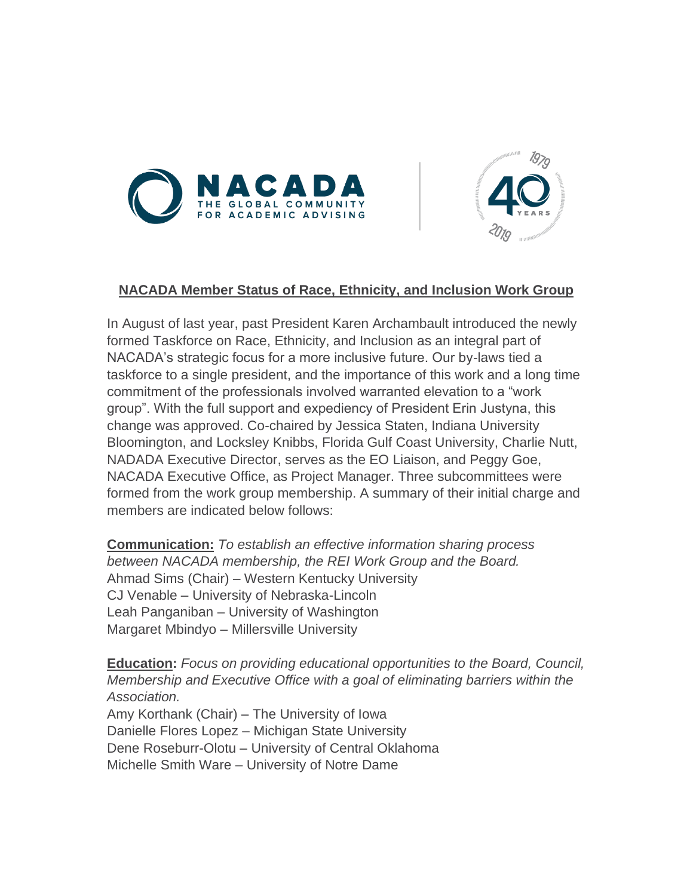## NACADA Member Status of Race, Ethnicity, and Inclusion Work Group

In August of last year, past President Karen Archambault introduced the newly formed Taskforce on Race, Ethnicity, and Inclusion as an integral part of NACADA's strategic focus for a more inclusive future. Our by-laws tied a taskforce to a single president, and the importance of this work and a long time commitment of the professionals involved warranted elevation to a "work group". With the full support and expediency of President Erin Justyna, this change was approved. Co-chaired by Jessica Staten, Indiana University Bloomington, and Locksley Knibbs, Florida Gulf Coast University, Charlie Nutt, NADADA Executive Director, serves as the EO Liaison, and Peggy Goe, NACADA Executive Office, as Project Manager. Three subcommittees were formed from the work group membership. A summary of their initial charge and members are indicated below follows:

**Communication:** *To establish an effective information sharing process between NACADA membership, the REI Work Group and the Board.*
Ahmad Sims (Chair) – Western Kentucky University
CJ Venable – University of Nebraska-Lincoln
Leah Panganiban – University of Washington
Margaret Mbindyo – Millersville University

**Education:** *Focus on providing educational opportunities to the Board, Council, Membership and Executive Office with a goal of eliminating barriers within the Association.*
Amy Korthank (Chair) – The University of Iowa
Danielle Flores Lopez – Michigan State University
Dene Roseburr-Olotu – University of Central Oklahoma
Michelle Smith Ware – University of Notre Dame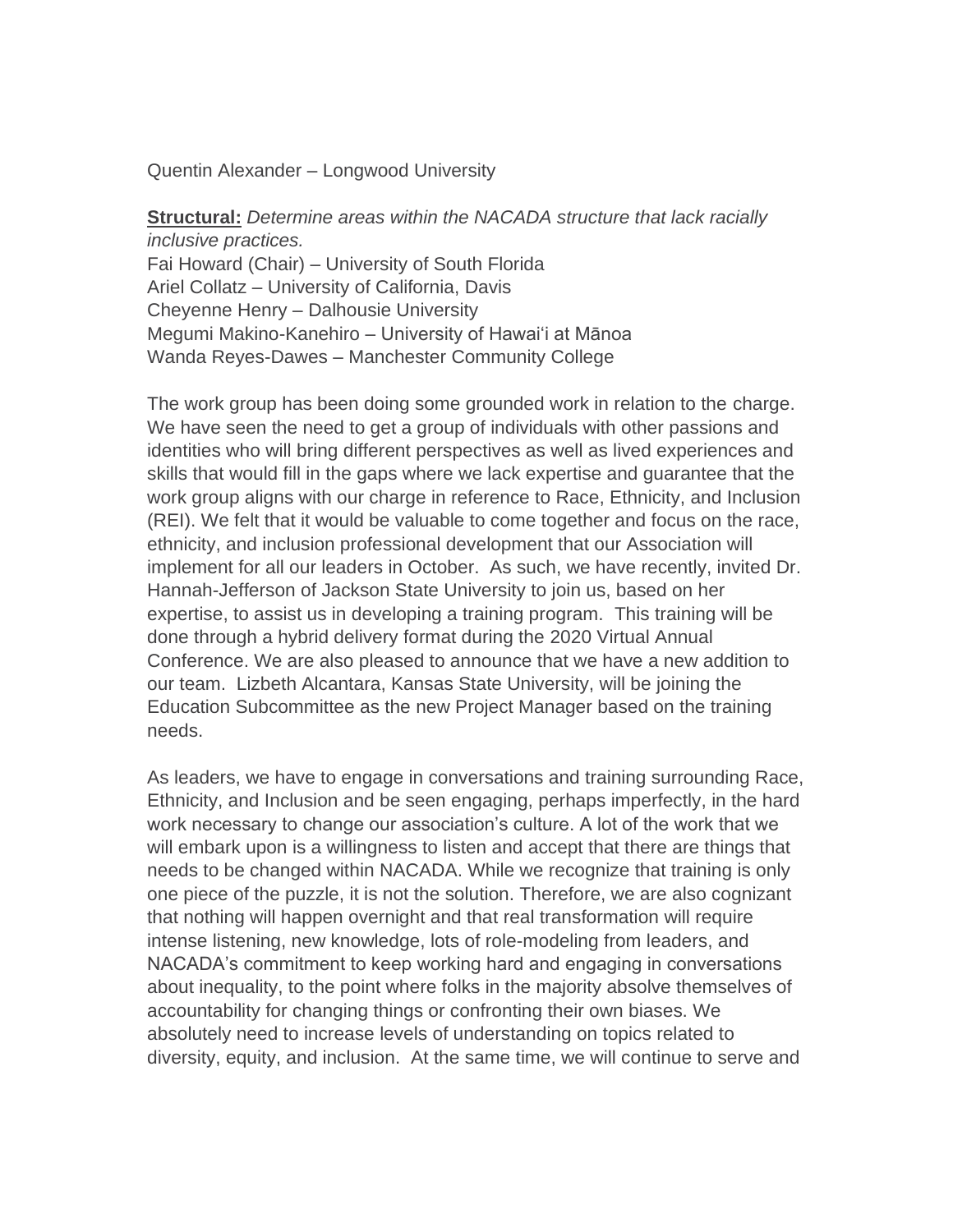Quentin Alexander – Longwood University

**Structural:** *Determine areas within the NACADA structure that lack racially inclusive practices.*
Fai Howard (Chair) – University of South Florida
Ariel Collatz – University of California, Davis
Cheyenne Henry – Dalhousie University
Megumi Makino-Kanehiro – University of Hawaiʻi at Mānoa
Wanda Reyes-Dawes – Manchester Community College

The work group has been doing some grounded work in relation to the charge. We have seen the need to get a group of individuals with other passions and identities who will bring different perspectives as well as lived experiences and skills that would fill in the gaps where we lack expertise and guarantee that the work group aligns with our charge in reference to Race, Ethnicity, and Inclusion (REI). We felt that it would be valuable to come together and focus on the race, ethnicity, and inclusion professional development that our Association will implement for all our leaders in October. As such, we have recently, invited Dr. Hannah-Jefferson of Jackson State University to join us, based on her expertise, to assist us in developing a training program. This training will be done through a hybrid delivery format during the 2020 Virtual Annual Conference. We are also pleased to announce that we have a new addition to our team. Lizbeth Alcantara, Kansas State University, will be joining the Education Subcommittee as the new Project Manager based on the training needs.

As leaders, we have to engage in conversations and training surrounding Race, Ethnicity, and Inclusion and be seen engaging, perhaps imperfectly, in the hard work necessary to change our association's culture. A lot of the work that we will embark upon is a willingness to listen and accept that there are things that needs to be changed within NACADA. While we recognize that training is only one piece of the puzzle, it is not the solution. Therefore, we are also cognizant that nothing will happen overnight and that real transformation will require intense listening, new knowledge, lots of role-modeling from leaders, and NACADA's commitment to keep working hard and engaging in conversations about inequality, to the point where folks in the majority absolve themselves of accountability for changing things or confronting their own biases. We absolutely need to increase levels of understanding on topics related to diversity, equity, and inclusion. At the same time, we will continue to serve and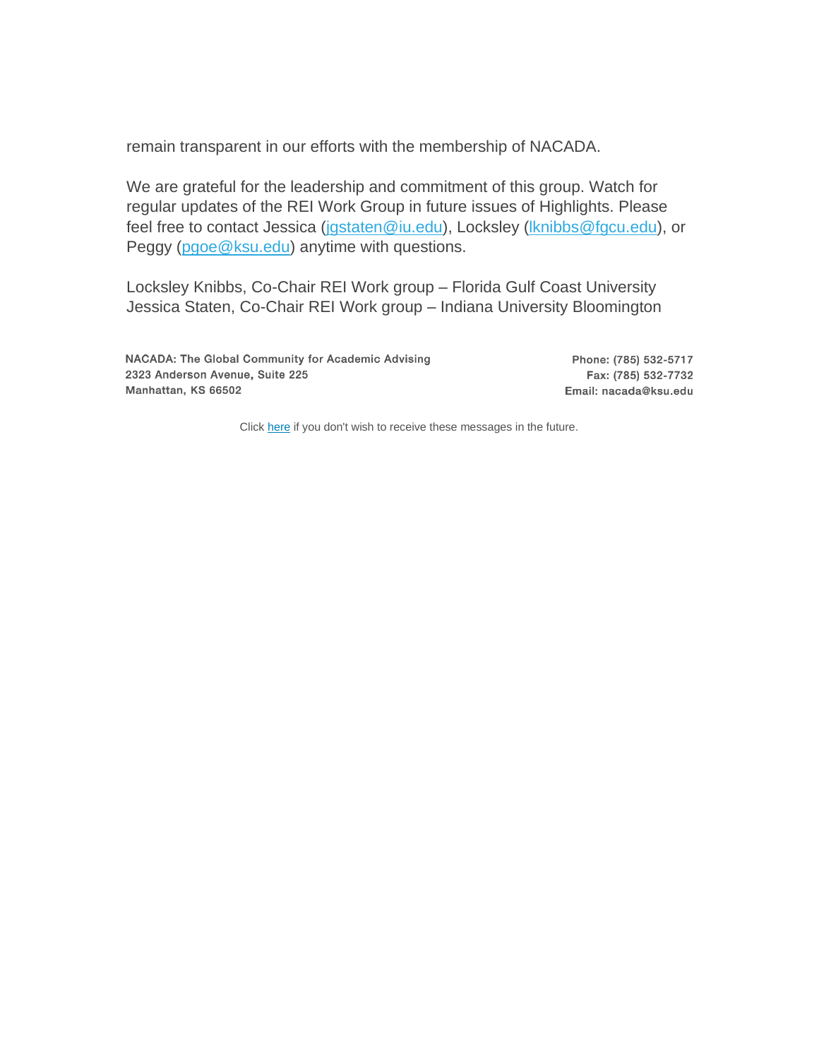remain transparent in our efforts with the membership of NACADA.

We are grateful for the leadership and commitment of this group. Watch for regular updates of the REI Work Group in future issues of Highlights. Please feel free to contact Jessica (jgstaten@iu.edu), Locksley (lknibbs@fgcu.edu), or Peggy (pgoe@ksu.edu) anytime with questions.

Locksley Knibbs, Co-Chair REI Work group – Florida Gulf Coast University
Jessica Staten, Co-Chair REI Work group – Indiana University Bloomington

**NACADA: The Global Community for Academic Advising**
**2323 Anderson Avenue, Suite 225**
**Manhattan, KS 66502**

**Phone: (785) 532-5717**
**Fax: (785) 532-7732**
**Email: nacada@ksu.edu**

Click here if you don't wish to receive these messages in the future.